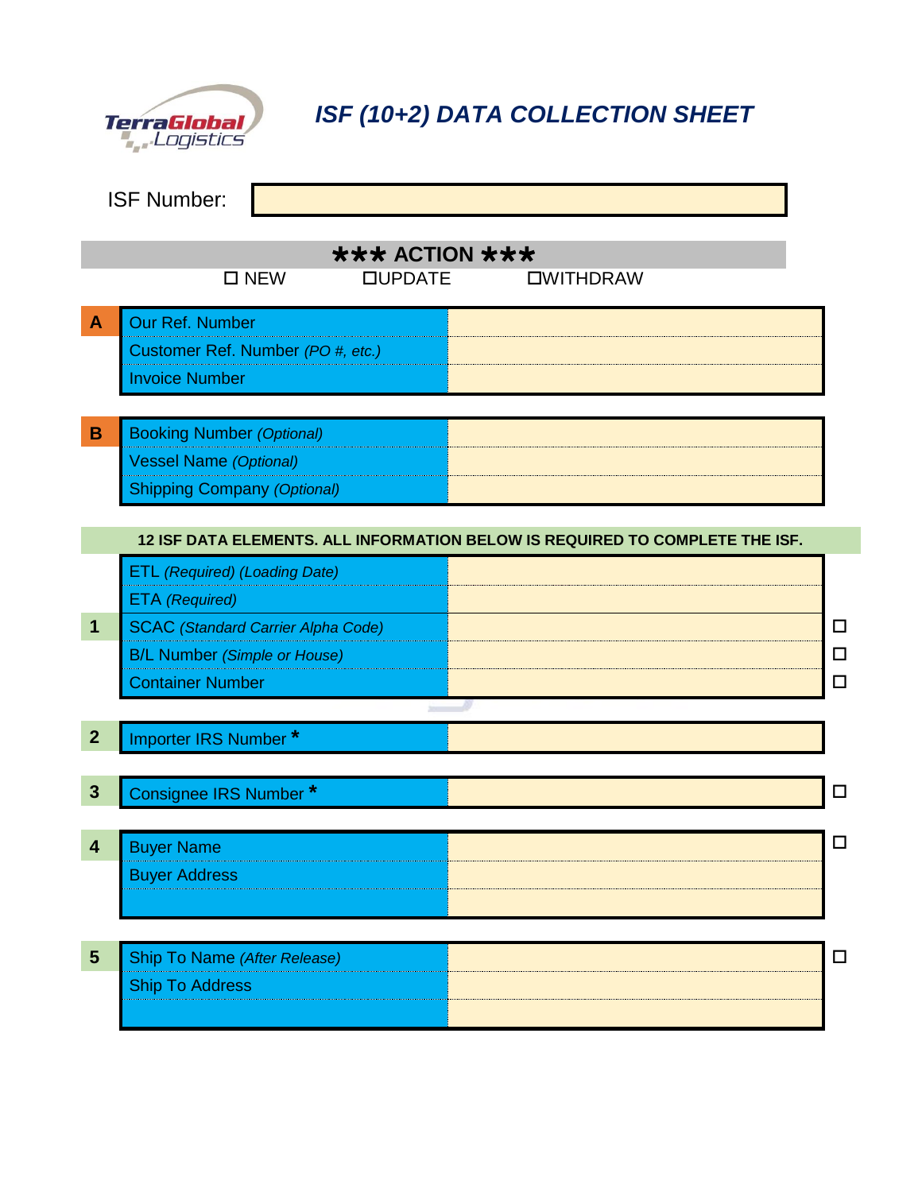TerraGlobal Logistics

# ISF (10+2) DATA COLLECTION SHEET

ISF Number: 

**\*\*\* ACTION \*\*\***

☐ NEW ☐UPDATE ☐WITHDRAW

| A | | |
|---|---|---|
| | Our Ref. Number | |
| | Customer Ref. Number *(PO #, etc.)* | |
| | Invoice Number | |

| B | | |
|---|---|---|
| | Booking Number *(Optional)* | |
| | Vessel Name *(Optional)* | |
| | Shipping Company *(Optional)* | |

**12 ISF DATA ELEMENTS. ALL INFORMATION BELOW IS REQUIRED TO COMPLETE THE ISF.**

| # | Field | Value | |
|---|---|---|---|
| 1 | ETL *(Required) (Loading Date)* | | |
| | ETA *(Required)* | | |
| | SCAC *(Standard Carrier Alpha Code)* | | ☐ |
| | B/L Number *(Simple or House)* | | ☐ |
| | Container Number | | ☐ |
| 2 | Importer IRS Number * | | |
| 3 | Consignee IRS Number * | | ☐ |
| 4 | Buyer Name | | ☐ |
| | Buyer Address | | |
| | | | |
| 5 | Ship To Name *(After Release)* | | ☐ |
| | Ship To Address | | |
| | | | |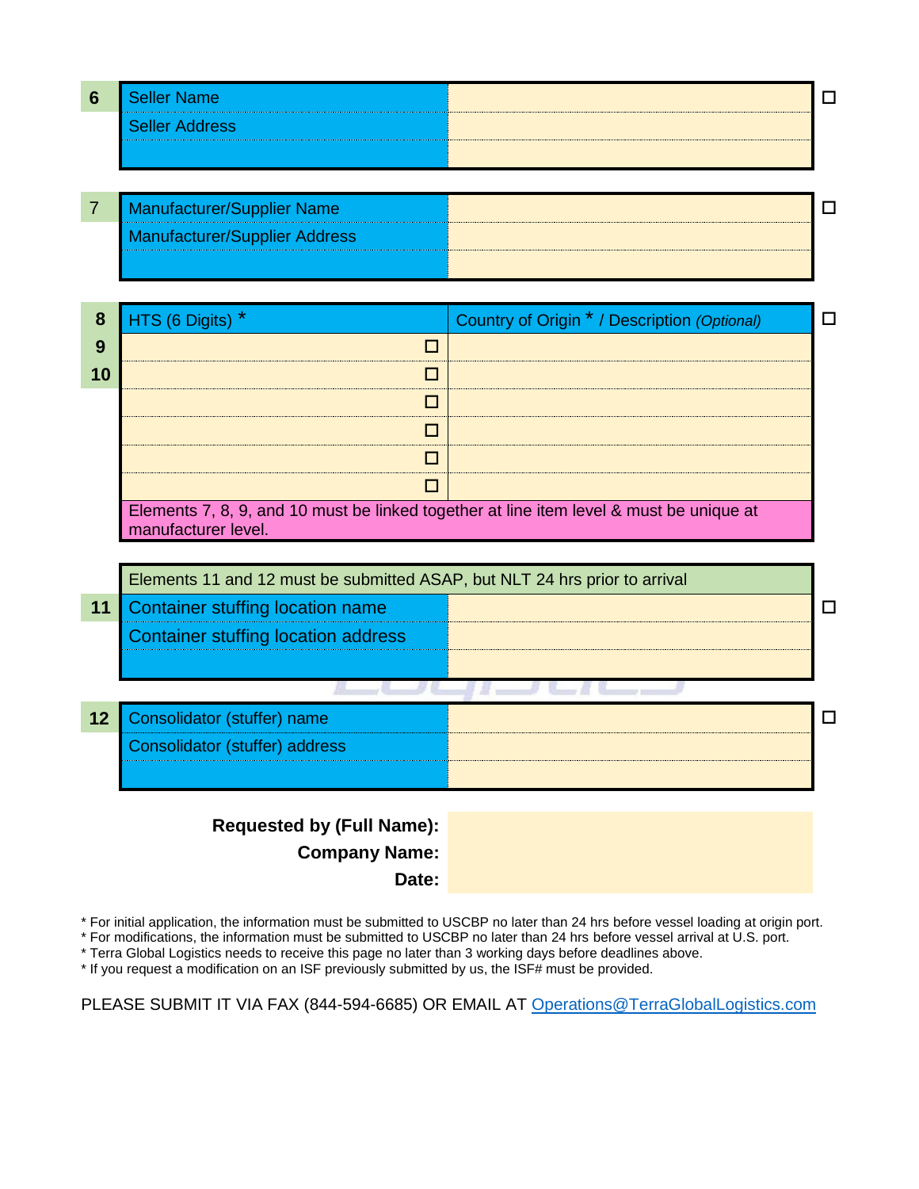| | | | |
|---|---|---|---|
| 6 | Seller Name | | ☐ |
| | Seller Address | | |
| | | | |

| | | | |
|---|---|---|---|
| 7 | Manufacturer/Supplier Name | | ☐ |
| | Manufacturer/Supplier Address | | |
| | | | |

| | | | |
|---|---|---|---|
| 8 | HTS (6 Digits) * | Country of Origin * / Description *(Optional)* | ☐ |
| 9 | ☐ | | |
| 10 | ☐ | | |
| | ☐ | | |
| | ☐ | | |
| | ☐ | | |
| | ☐ | | |
| | Elements 7, 8, 9, and 10 must be linked together at line item level & must be unique at manufacturer level. | | |

| | | | |
|---|---|---|---|
| | Elements 11 and 12 must be submitted ASAP, but NLT 24 hrs prior to arrival | | |
| 11 | Container stuffing location name | | ☐ |
| | Container stuffing location address | | |
| | | | |

| | | | |
|---|---|---|---|
| 12 | Consolidator (stuffer) name | | ☐ |
| | Consolidator (stuffer) address | | |
| | | | |

| | |
|---|---|
| **Requested by (Full Name):** | |
| **Company Name:** | |
| **Date:** | |

* For initial application, the information must be submitted to USCBP no later than 24 hrs before vessel loading at origin port.
* For modifications, the information must be submitted to USCBP no later than 24 hrs before vessel arrival at U.S. port.
* Terra Global Logistics needs to receive this page no later than 3 working days before deadlines above.
* If you request a modification on an ISF previously submitted by us, the ISF# must be provided.

PLEASE SUBMIT IT VIA FAX (844-594-6685) OR EMAIL AT Operations@TerraGlobalLogistics.com